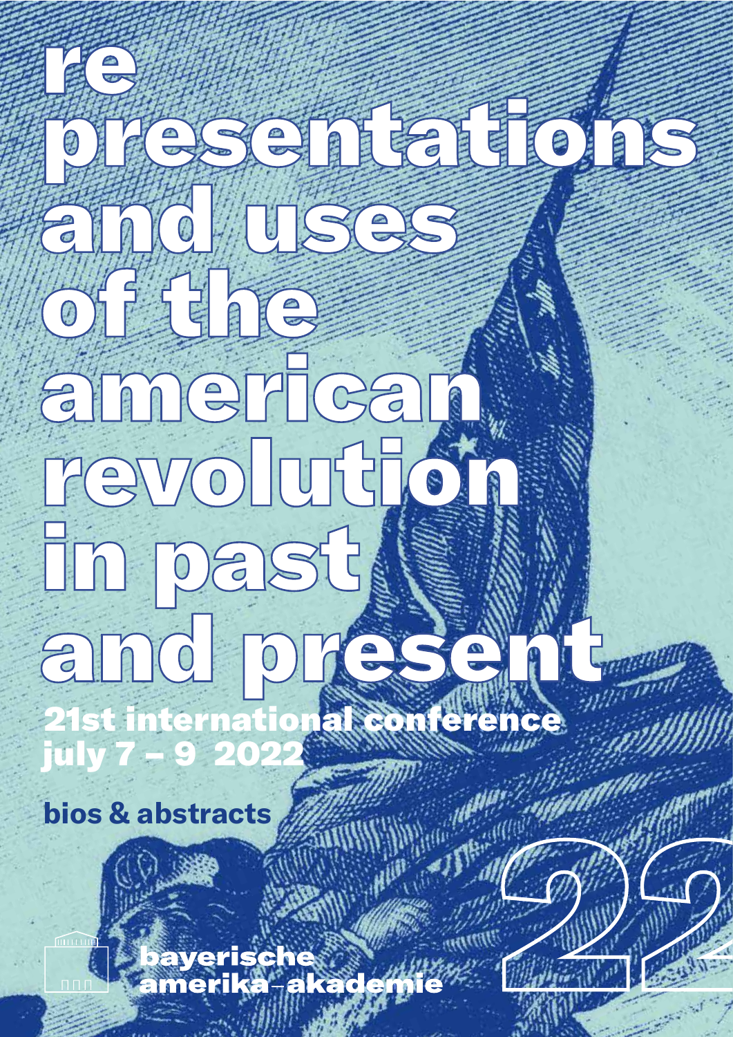# re presentations and uses of the american revolution in past and present

## 21st international conference
## july 7 – 9 2022

**bios & abstracts**

bayerische amerika-akademie

22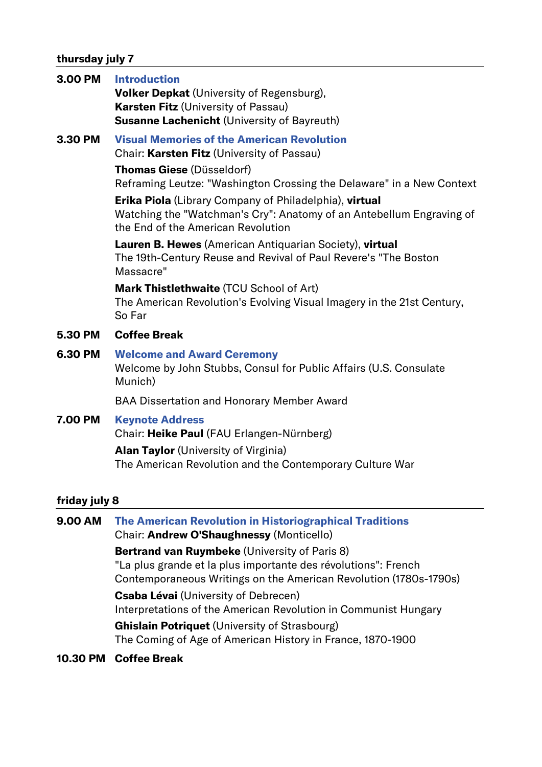## thursday july 7

**3.00 PM** **Introduction**
**Volker Depkat** (University of Regensburg),
**Karsten Fitz** (University of Passau)
**Susanne Lachenicht** (University of Bayreuth)

**3.30 PM** **Visual Memories of the American Revolution**
Chair: **Karsten Fitz** (University of Passau)

**Thomas Giese** (Düsseldorf)
Reframing Leutze: "Washington Crossing the Delaware" in a New Context

**Erika Piola** (Library Company of Philadelphia), **virtual**
Watching the "Watchman's Cry": Anatomy of an Antebellum Engraving of the End of the American Revolution

**Lauren B. Hewes** (American Antiquarian Society), **virtual**
The 19th-Century Reuse and Revival of Paul Revere's "The Boston Massacre"

**Mark Thistlethwaite** (TCU School of Art)
The American Revolution's Evolving Visual Imagery in the 21st Century, So Far

**5.30 PM** **Coffee Break**

**6.30 PM** **Welcome and Award Ceremony**
Welcome by John Stubbs, Consul for Public Affairs (U.S. Consulate Munich)

BAA Dissertation and Honorary Member Award

**7.00 PM** **Keynote Address**
Chair: **Heike Paul** (FAU Erlangen-Nürnberg)

**Alan Taylor** (University of Virginia)
The American Revolution and the Contemporary Culture War

## friday july 8

**9.00 AM** **The American Revolution in Historiographical Traditions**
Chair: **Andrew O'Shaughnessy** (Monticello)

**Bertrand van Ruymbeke** (University of Paris 8)
"La plus grande et la plus importante des révolutions": French Contemporaneous Writings on the American Revolution (1780s-1790s)

**Csaba Lévai** (University of Debrecen)
Interpretations of the American Revolution in Communist Hungary

**Ghislain Potriquet** (University of Strasbourg)
The Coming of Age of American History in France, 1870-1900

**10.30 PM** **Coffee Break**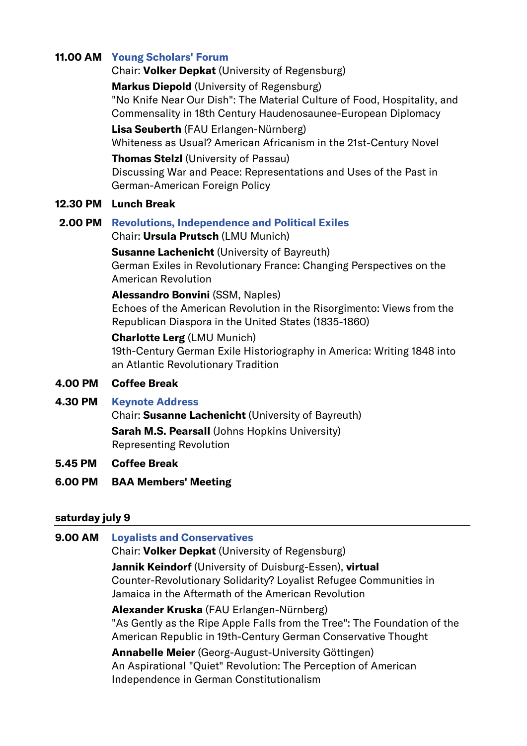**11.00 AM** **Young Scholars' Forum**
Chair: **Volker Depkat** (University of Regensburg)

**Markus Diepold** (University of Regensburg)
"No Knife Near Our Dish": The Material Culture of Food, Hospitality, and Commensality in 18th Century Haudenosaunee-European Diplomacy

**Lisa Seuberth** (FAU Erlangen-Nürnberg)
Whiteness as Usual? American Africanism in the 21st-Century Novel

**Thomas Stelzl** (University of Passau)
Discussing War and Peace: Representations and Uses of the Past in German-American Foreign Policy

**12.30 PM** **Lunch Break**

**2.00 PM** **Revolutions, Independence and Political Exiles**
Chair: **Ursula Prutsch** (LMU Munich)

**Susanne Lachenicht** (University of Bayreuth)
German Exiles in Revolutionary France: Changing Perspectives on the American Revolution

**Alessandro Bonvini** (SSM, Naples)
Echoes of the American Revolution in the Risorgimento: Views from the Republican Diaspora in the United States (1835-1860)

**Charlotte Lerg** (LMU Munich)
19th-Century German Exile Historiography in America: Writing 1848 into an Atlantic Revolutionary Tradition

**4.00 PM** **Coffee Break**

**4.30 PM** **Keynote Address**
Chair: **Susanne Lachenicht** (University of Bayreuth)

**Sarah M.S. Pearsall** (Johns Hopkins University)
Representing Revolution

**5.45 PM** **Coffee Break**

**6.00 PM** **BAA Members' Meeting**

## saturday july 9

**9.00 AM** **Loyalists and Conservatives**
Chair: **Volker Depkat** (University of Regensburg)

**Jannik Keindorf** (University of Duisburg-Essen), **virtual**
Counter-Revolutionary Solidarity? Loyalist Refugee Communities in Jamaica in the Aftermath of the American Revolution

**Alexander Kruska** (FAU Erlangen-Nürnberg)
"As Gently as the Ripe Apple Falls from the Tree": The Foundation of the American Republic in 19th-Century German Conservative Thought

**Annabelle Meier** (Georg-August-University Göttingen)
An Aspirational "Quiet" Revolution: The Perception of American Independence in German Constitutionalism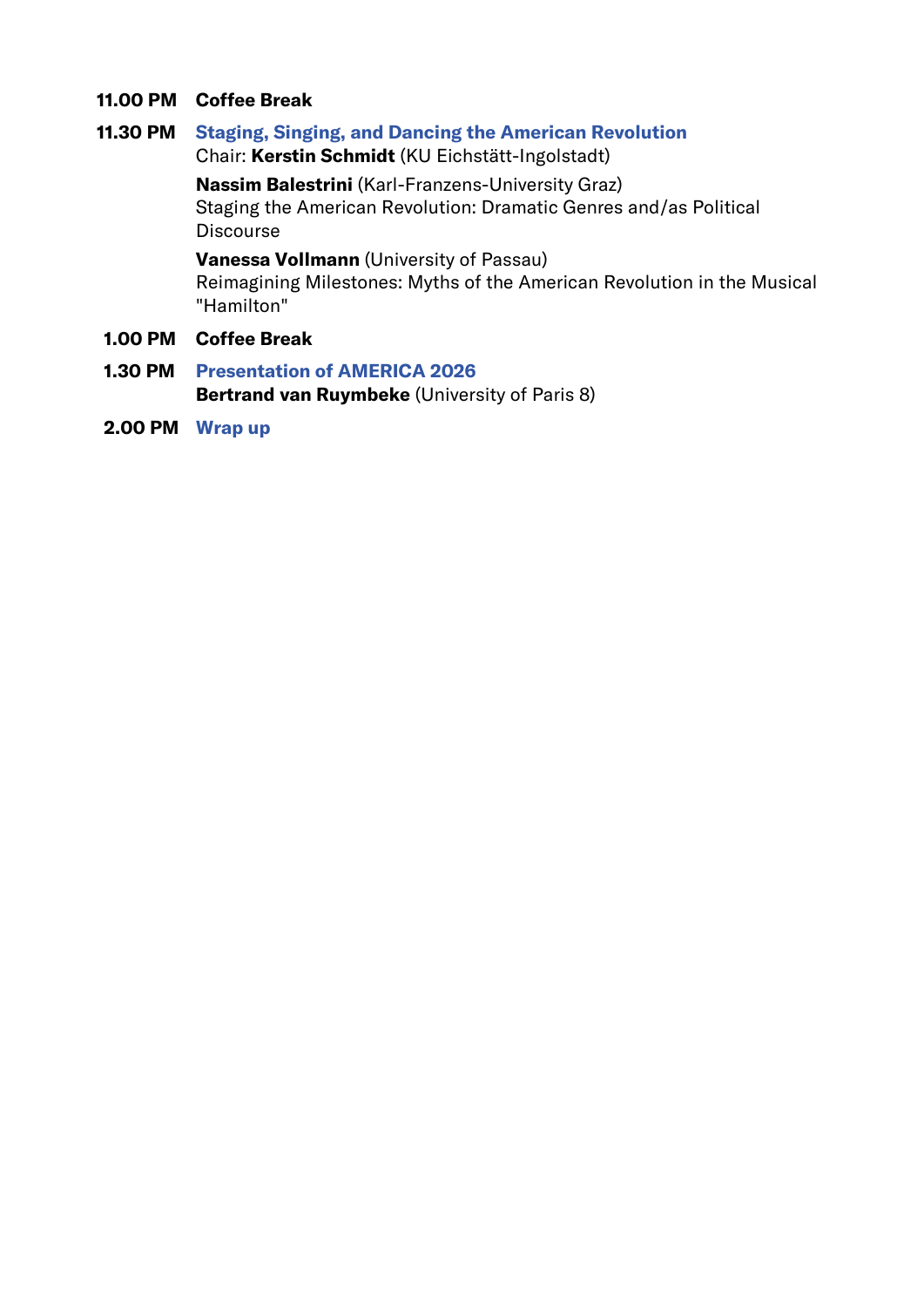**11.00 PM** **Coffee Break**

**11.30 PM** **Staging, Singing, and Dancing the American Revolution**
Chair: **Kerstin Schmidt** (KU Eichstätt-Ingolstadt)

**Nassim Balestrini** (Karl-Franzens-University Graz)
Staging the American Revolution: Dramatic Genres and/as Political Discourse

**Vanessa Vollmann** (University of Passau)
Reimagining Milestones: Myths of the American Revolution in the Musical "Hamilton"

**1.00 PM** **Coffee Break**

**1.30 PM** **Presentation of AMERICA 2026**
**Bertrand van Ruymbeke** (University of Paris 8)

**2.00 PM** **Wrap up**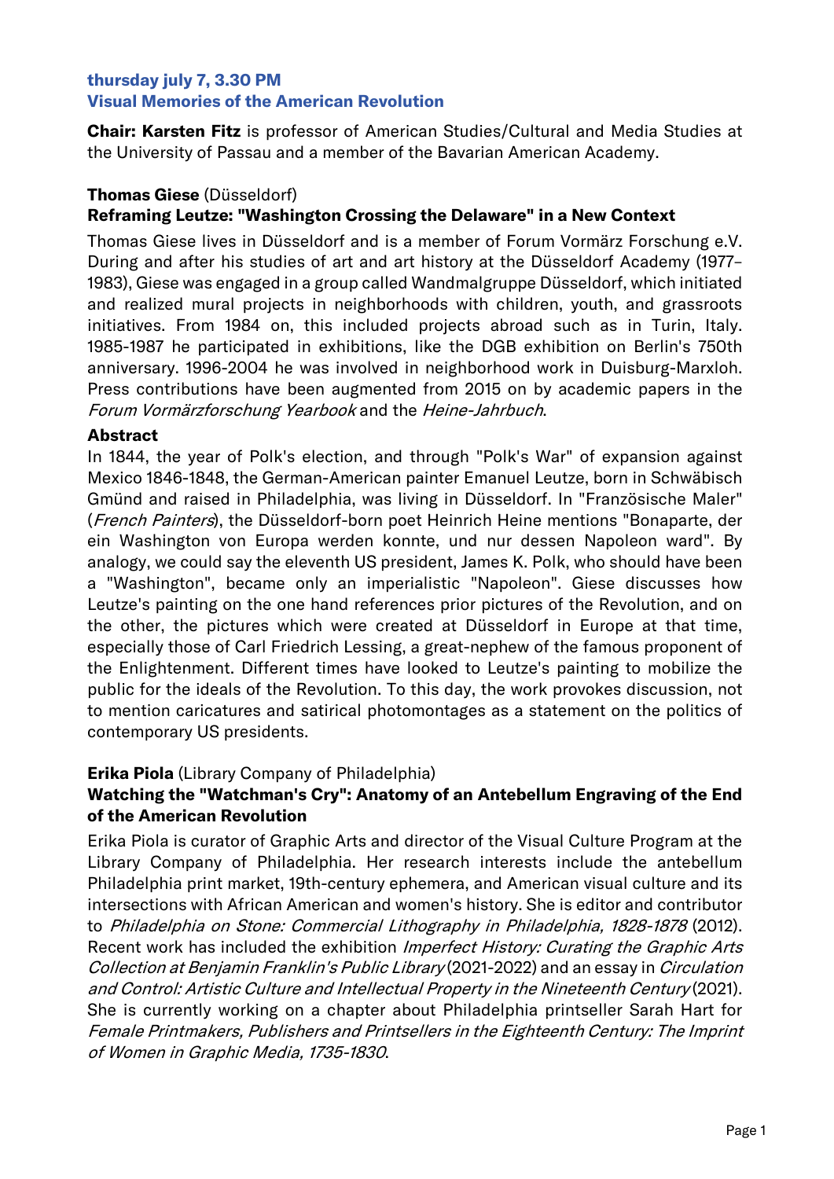## thursday july 7, 3.30 PM
## Visual Memories of the American Revolution

**Chair: Karsten Fitz** is professor of American Studies/Cultural and Media Studies at the University of Passau and a member of the Bavarian American Academy.

**Thomas Giese** (Düsseldorf)
### Reframing Leutze: "Washington Crossing the Delaware" in a New Context

Thomas Giese lives in Düsseldorf and is a member of Forum Vormärz Forschung e.V. During and after his studies of art and art history at the Düsseldorf Academy (1977–1983), Giese was engaged in a group called Wandmalgruppe Düsseldorf, which initiated and realized mural projects in neighborhoods with children, youth, and grassroots initiatives. From 1984 on, this included projects abroad such as in Turin, Italy. 1985-1987 he participated in exhibitions, like the DGB exhibition on Berlin's 750th anniversary. 1996-2004 he was involved in neighborhood work in Duisburg-Marxloh. Press contributions have been augmented from 2015 on by academic papers in the *Forum Vormärzforschung Yearbook* and the *Heine-Jahrbuch*.

**Abstract**

In 1844, the year of Polk's election, and through "Polk's War" of expansion against Mexico 1846-1848, the German-American painter Emanuel Leutze, born in Schwäbisch Gmünd and raised in Philadelphia, was living in Düsseldorf. In "Französische Maler" (*French Painters*), the Düsseldorf-born poet Heinrich Heine mentions "Bonaparte, der ein Washington von Europa werden konnte, und nur dessen Napoleon ward". By analogy, we could say the eleventh US president, James K. Polk, who should have been a "Washington", became only an imperialistic "Napoleon". Giese discusses how Leutze's painting on the one hand references prior pictures of the Revolution, and on the other, the pictures which were created at Düsseldorf in Europe at that time, especially those of Carl Friedrich Lessing, a great-nephew of the famous proponent of the Enlightenment. Different times have looked to Leutze's painting to mobilize the public for the ideals of the Revolution. To this day, the work provokes discussion, not to mention caricatures and satirical photomontages as a statement on the politics of contemporary US presidents.

**Erika Piola** (Library Company of Philadelphia)
### Watching the "Watchman's Cry": Anatomy of an Antebellum Engraving of the End of the American Revolution

Erika Piola is curator of Graphic Arts and director of the Visual Culture Program at the Library Company of Philadelphia. Her research interests include the antebellum Philadelphia print market, 19th-century ephemera, and American visual culture and its intersections with African American and women's history. She is editor and contributor to *Philadelphia on Stone: Commercial Lithography in Philadelphia, 1828-1878* (2012). Recent work has included the exhibition *Imperfect History: Curating the Graphic Arts Collection at Benjamin Franklin's Public Library* (2021-2022) and an essay in *Circulation and Control: Artistic Culture and Intellectual Property in the Nineteenth Century* (2021). She is currently working on a chapter about Philadelphia printseller Sarah Hart for *Female Printmakers, Publishers and Printsellers in the Eighteenth Century: The Imprint of Women in Graphic Media, 1735-1830*.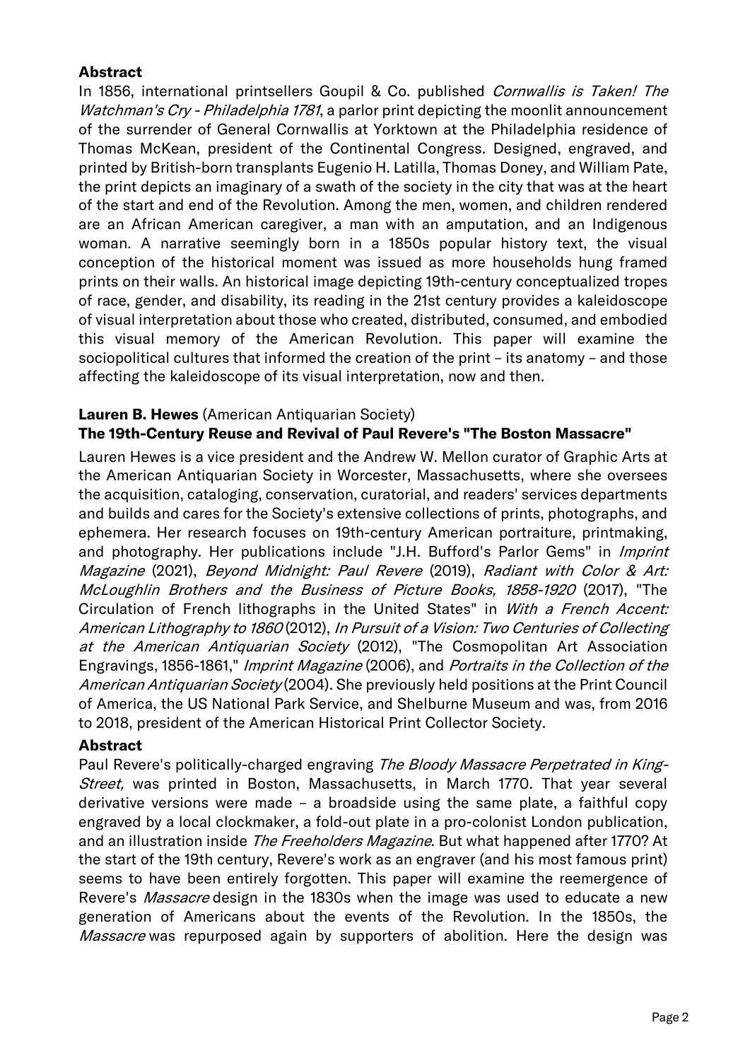**Abstract**

In 1856, international printsellers Goupil & Co. published *Cornwallis is Taken! The Watchman's Cry - Philadelphia 1781*, a parlor print depicting the moonlit announcement of the surrender of General Cornwallis at Yorktown at the Philadelphia residence of Thomas McKean, president of the Continental Congress. Designed, engraved, and printed by British-born transplants Eugenio H. Latilla, Thomas Doney, and William Pate, the print depicts an imaginary of a swath of the society in the city that was at the heart of the start and end of the Revolution. Among the men, women, and children rendered are an African American caregiver, a man with an amputation, and an Indigenous woman. A narrative seemingly born in a 1850s popular history text, the visual conception of the historical moment was issued as more households hung framed prints on their walls. An historical image depicting 19th-century conceptualized tropes of race, gender, and disability, its reading in the 21st century provides a kaleidoscope of visual interpretation about those who created, distributed, consumed, and embodied this visual memory of the American Revolution. This paper will examine the sociopolitical cultures that informed the creation of the print – its anatomy – and those affecting the kaleidoscope of its visual interpretation, now and then.

**Lauren B. Hewes** (American Antiquarian Society)

**The 19th-Century Reuse and Revival of Paul Revere's "The Boston Massacre"**

Lauren Hewes is a vice president and the Andrew W. Mellon curator of Graphic Arts at the American Antiquarian Society in Worcester, Massachusetts, where she oversees the acquisition, cataloging, conservation, curatorial, and readers' services departments and builds and cares for the Society's extensive collections of prints, photographs, and ephemera. Her research focuses on 19th-century American portraiture, printmaking, and photography. Her publications include "J.H. Bufford's Parlor Gems" in *Imprint Magazine* (2021), *Beyond Midnight: Paul Revere* (2019), *Radiant with Color & Art: McLoughlin Brothers and the Business of Picture Books, 1858-1920* (2017), "The Circulation of French lithographs in the United States" in *With a French Accent: American Lithography to 1860* (2012), *In Pursuit of a Vision: Two Centuries of Collecting at the American Antiquarian Society* (2012), "The Cosmopolitan Art Association Engravings, 1856-1861," *Imprint Magazine* (2006), and *Portraits in the Collection of the American Antiquarian Society* (2004). She previously held positions at the Print Council of America, the US National Park Service, and Shelburne Museum and was, from 2016 to 2018, president of the American Historical Print Collector Society.

**Abstract**

Paul Revere's politically-charged engraving *The Bloody Massacre Perpetrated in King-Street,* was printed in Boston, Massachusetts, in March 1770. That year several derivative versions were made – a broadside using the same plate, a faithful copy engraved by a local clockmaker, a fold-out plate in a pro-colonist London publication, and an illustration inside *The Freeholders Magazine*. But what happened after 1770? At the start of the 19th century, Revere's work as an engraver (and his most famous print) seems to have been entirely forgotten. This paper will examine the reemergence of Revere's *Massacre* design in the 1830s when the image was used to educate a new generation of Americans about the events of the Revolution. In the 1850s, the *Massacre* was repurposed again by supporters of abolition. Here the design was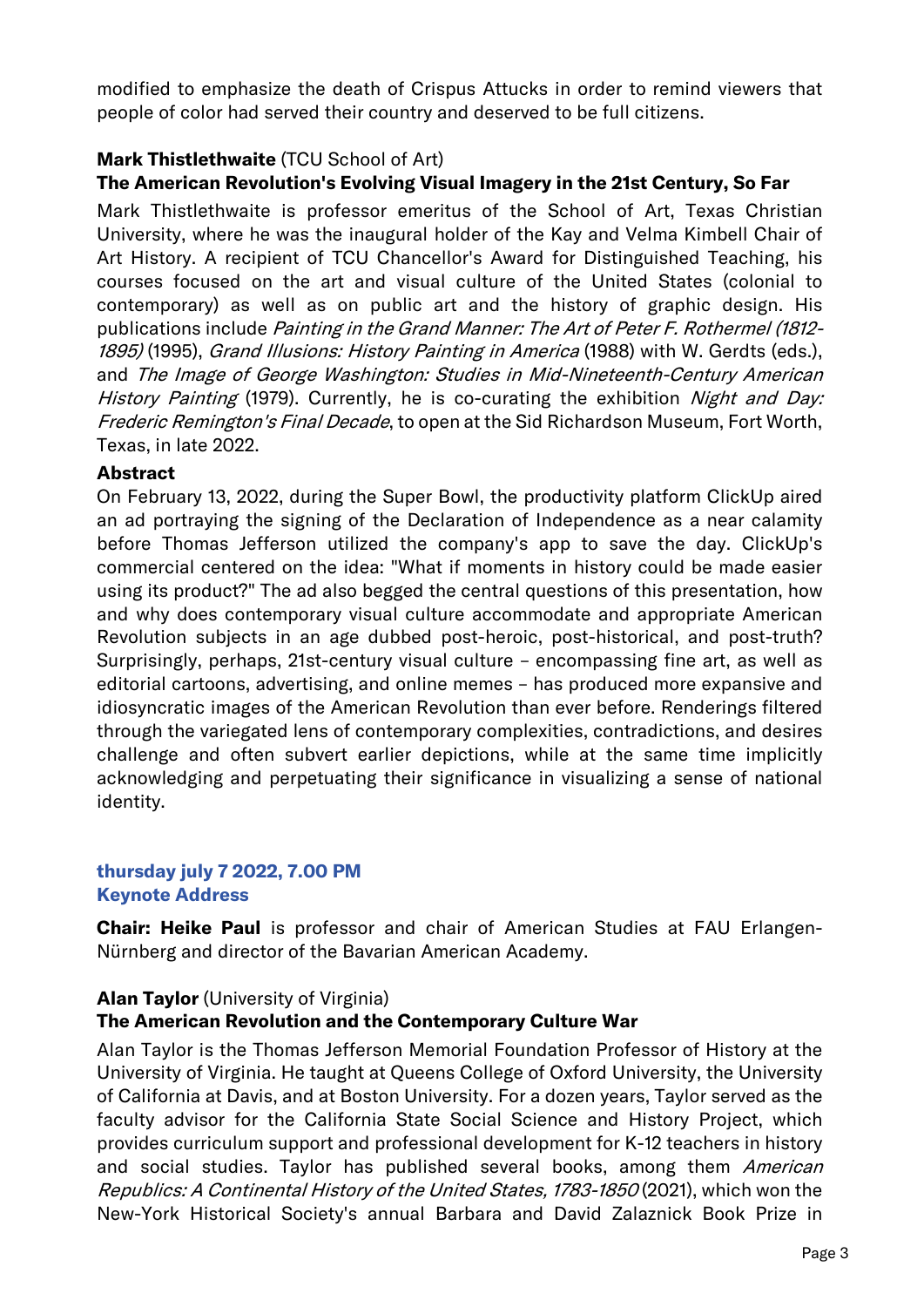modified to emphasize the death of Crispus Attucks in order to remind viewers that people of color had served their country and deserved to be full citizens.

**Mark Thistlethwaite** (TCU School of Art)
**The American Revolution's Evolving Visual Imagery in the 21st Century, So Far**

Mark Thistlethwaite is professor emeritus of the School of Art, Texas Christian University, where he was the inaugural holder of the Kay and Velma Kimbell Chair of Art History. A recipient of TCU Chancellor's Award for Distinguished Teaching, his courses focused on the art and visual culture of the United States (colonial to contemporary) as well as on public art and the history of graphic design. His publications include *Painting in the Grand Manner: The Art of Peter F. Rothermel (1812-1895)* (1995), *Grand Illusions: History Painting in America* (1988) with W. Gerdts (eds.), and *The Image of George Washington: Studies in Mid-Nineteenth-Century American History Painting* (1979). Currently, he is co-curating the exhibition *Night and Day: Frederic Remington's Final Decade*, to open at the Sid Richardson Museum, Fort Worth, Texas, in late 2022.

**Abstract**

On February 13, 2022, during the Super Bowl, the productivity platform ClickUp aired an ad portraying the signing of the Declaration of Independence as a near calamity before Thomas Jefferson utilized the company's app to save the day. ClickUp's commercial centered on the idea: "What if moments in history could be made easier using its product?" The ad also begged the central questions of this presentation, how and why does contemporary visual culture accommodate and appropriate American Revolution subjects in an age dubbed post-heroic, post-historical, and post-truth? Surprisingly, perhaps, 21st-century visual culture – encompassing fine art, as well as editorial cartoons, advertising, and online memes – has produced more expansive and idiosyncratic images of the American Revolution than ever before. Renderings filtered through the variegated lens of contemporary complexities, contradictions, and desires challenge and often subvert earlier depictions, while at the same time implicitly acknowledging and perpetuating their significance in visualizing a sense of national identity.

## thursday july 7 2022, 7.00 PM
## Keynote Address

**Chair: Heike Paul** is professor and chair of American Studies at FAU Erlangen-Nürnberg and director of the Bavarian American Academy.

**Alan Taylor** (University of Virginia)
**The American Revolution and the Contemporary Culture War**

Alan Taylor is the Thomas Jefferson Memorial Foundation Professor of History at the University of Virginia. He taught at Queens College of Oxford University, the University of California at Davis, and at Boston University. For a dozen years, Taylor served as the faculty advisor for the California State Social Science and History Project, which provides curriculum support and professional development for K-12 teachers in history and social studies. Taylor has published several books, among them *American Republics: A Continental History of the United States, 1783-1850* (2021), which won the New-York Historical Society's annual Barbara and David Zalaznick Book Prize in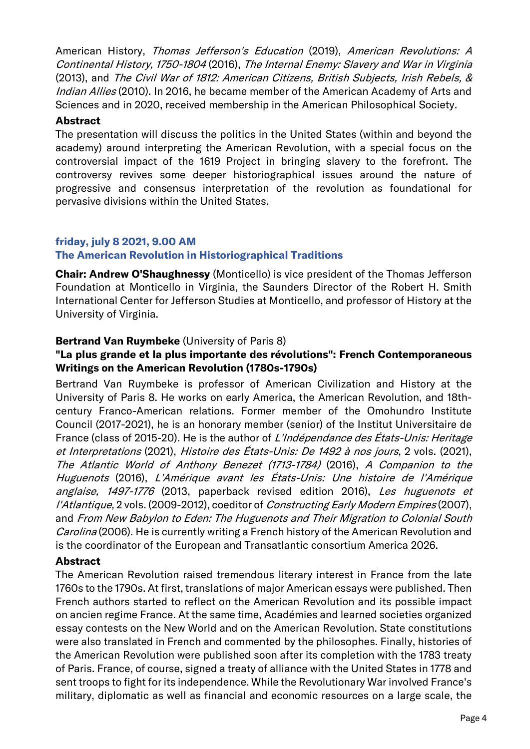American History, *Thomas Jefferson's Education* (2019), *American Revolutions: A Continental History, 1750-1804* (2016), *The Internal Enemy: Slavery and War in Virginia* (2013), and *The Civil War of 1812: American Citizens, British Subjects, Irish Rebels, & Indian Allies* (2010). In 2016, he became member of the American Academy of Arts and Sciences and in 2020, received membership in the American Philosophical Society.

**Abstract**

The presentation will discuss the politics in the United States (within and beyond the academy) around interpreting the American Revolution, with a special focus on the controversial impact of the 1619 Project in bringing slavery to the forefront. The controversy revives some deeper historiographical issues around the nature of progressive and consensus interpretation of the revolution as foundational for pervasive divisions within the United States.

## friday, july 8 2021, 9.00 AM
## The American Revolution in Historiographical Traditions

**Chair: Andrew O'Shaughnessy** (Monticello) is vice president of the Thomas Jefferson Foundation at Monticello in Virginia, the Saunders Director of the Robert H. Smith International Center for Jefferson Studies at Monticello, and professor of History at the University of Virginia.

**Bertrand Van Ruymbeke** (University of Paris 8)

### "La plus grande et la plus importante des révolutions": French Contemporaneous Writings on the American Revolution (1780s-1790s)

Bertrand Van Ruymbeke is professor of American Civilization and History at the University of Paris 8. He works on early America, the American Revolution, and 18th-century Franco-American relations. Former member of the Omohundro Institute Council (2017-2021), he is an honorary member (senior) of the Institut Universitaire de France (class of 2015-20). He is the author of *L'Indépendance des États-Unis: Heritage et Interpretations* (2021), *Histoire des États-Unis: De 1492 à nos jours*, 2 vols. (2021), *The Atlantic World of Anthony Benezet (1713-1784)* (2016), *A Companion to the Huguenots* (2016), *L'Amérique avant les États-Unis: Une histoire de l'Amérique anglaise, 1497-1776* (2013, paperback revised edition 2016), *Les huguenots et l'Atlantique,* 2 vols. (2009-2012), coeditor of *Constructing Early Modern Empires* (2007), and *From New Babylon to Eden: The Huguenots and Their Migration to Colonial South Carolina* (2006). He is currently writing a French history of the American Revolution and is the coordinator of the European and Transatlantic consortium America 2026.

**Abstract**

The American Revolution raised tremendous literary interest in France from the late 1760s to the 1790s. At first, translations of major American essays were published. Then French authors started to reflect on the American Revolution and its possible impact on ancien regime France. At the same time, Académies and learned societies organized essay contests on the New World and on the American Revolution. State constitutions were also translated in French and commented by the philosophes. Finally, histories of the American Revolution were published soon after its completion with the 1783 treaty of Paris. France, of course, signed a treaty of alliance with the United States in 1778 and sent troops to fight for its independence. While the Revolutionary War involved France's military, diplomatic as well as financial and economic resources on a large scale, the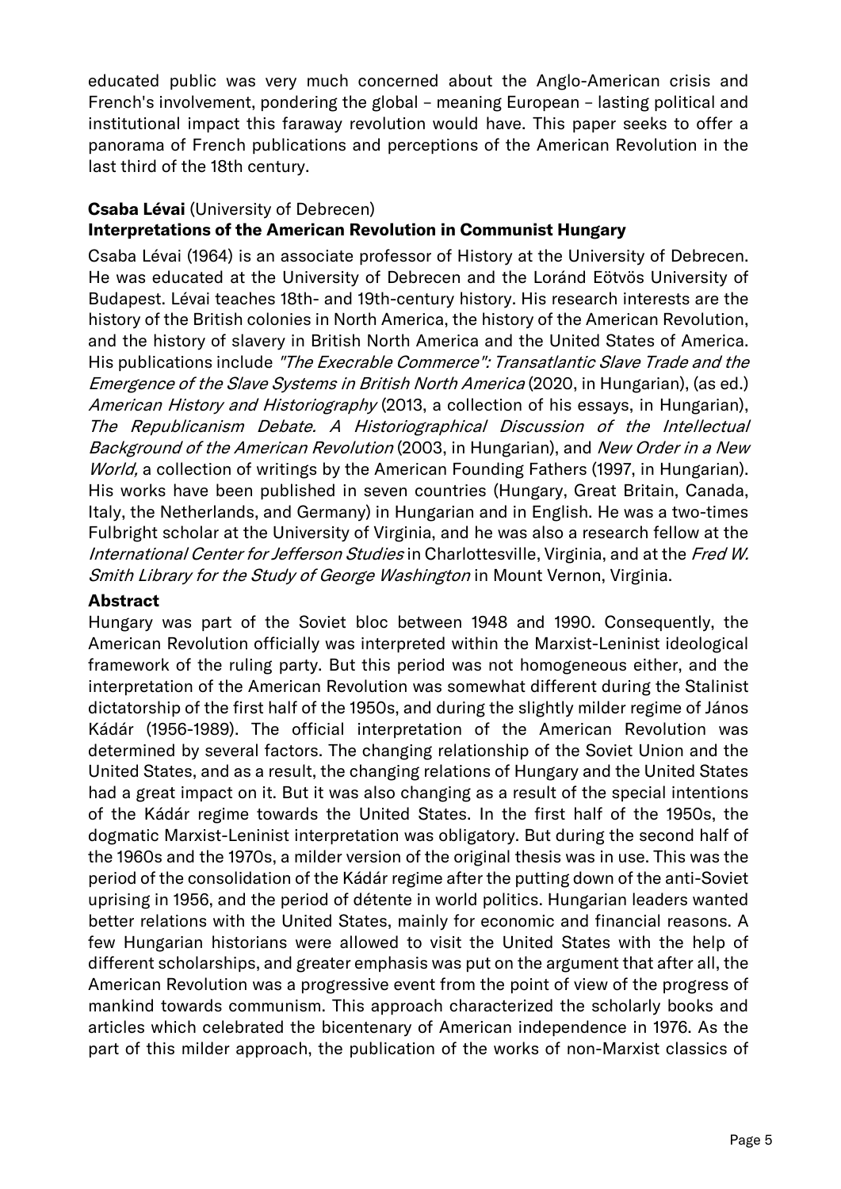educated public was very much concerned about the Anglo-American crisis and French's involvement, pondering the global – meaning European – lasting political and institutional impact this faraway revolution would have. This paper seeks to offer a panorama of French publications and perceptions of the American Revolution in the last third of the 18th century.

**Csaba Lévai** (University of Debrecen)
**Interpretations of the American Revolution in Communist Hungary**

Csaba Lévai (1964) is an associate professor of History at the University of Debrecen. He was educated at the University of Debrecen and the Loránd Eötvös University of Budapest. Lévai teaches 18th- and 19th-century history. His research interests are the history of the British colonies in North America, the history of the American Revolution, and the history of slavery in British North America and the United States of America. His publications include *"The Execrable Commerce": Transatlantic Slave Trade and the Emergence of the Slave Systems in British North America* (2020, in Hungarian), (as ed.) *American History and Historiography* (2013, a collection of his essays, in Hungarian), *The Republicanism Debate. A Historiographical Discussion of the Intellectual Background of the American Revolution* (2003, in Hungarian), and *New Order in a New World,* a collection of writings by the American Founding Fathers (1997, in Hungarian). His works have been published in seven countries (Hungary, Great Britain, Canada, Italy, the Netherlands, and Germany) in Hungarian and in English. He was a two-times Fulbright scholar at the University of Virginia, and he was also a research fellow at the *International Center for Jefferson Studies* in Charlottesville, Virginia, and at the *Fred W. Smith Library for the Study of George Washington* in Mount Vernon, Virginia.

**Abstract**

Hungary was part of the Soviet bloc between 1948 and 1990. Consequently, the American Revolution officially was interpreted within the Marxist-Leninist ideological framework of the ruling party. But this period was not homogeneous either, and the interpretation of the American Revolution was somewhat different during the Stalinist dictatorship of the first half of the 1950s, and during the slightly milder regime of János Kádár (1956-1989). The official interpretation of the American Revolution was determined by several factors. The changing relationship of the Soviet Union and the United States, and as a result, the changing relations of Hungary and the United States had a great impact on it. But it was also changing as a result of the special intentions of the Kádár regime towards the United States. In the first half of the 1950s, the dogmatic Marxist-Leninist interpretation was obligatory. But during the second half of the 1960s and the 1970s, a milder version of the original thesis was in use. This was the period of the consolidation of the Kádár regime after the putting down of the anti-Soviet uprising in 1956, and the period of détente in world politics. Hungarian leaders wanted better relations with the United States, mainly for economic and financial reasons. A few Hungarian historians were allowed to visit the United States with the help of different scholarships, and greater emphasis was put on the argument that after all, the American Revolution was a progressive event from the point of view of the progress of mankind towards communism. This approach characterized the scholarly books and articles which celebrated the bicentenary of American independence in 1976. As the part of this milder approach, the publication of the works of non-Marxist classics of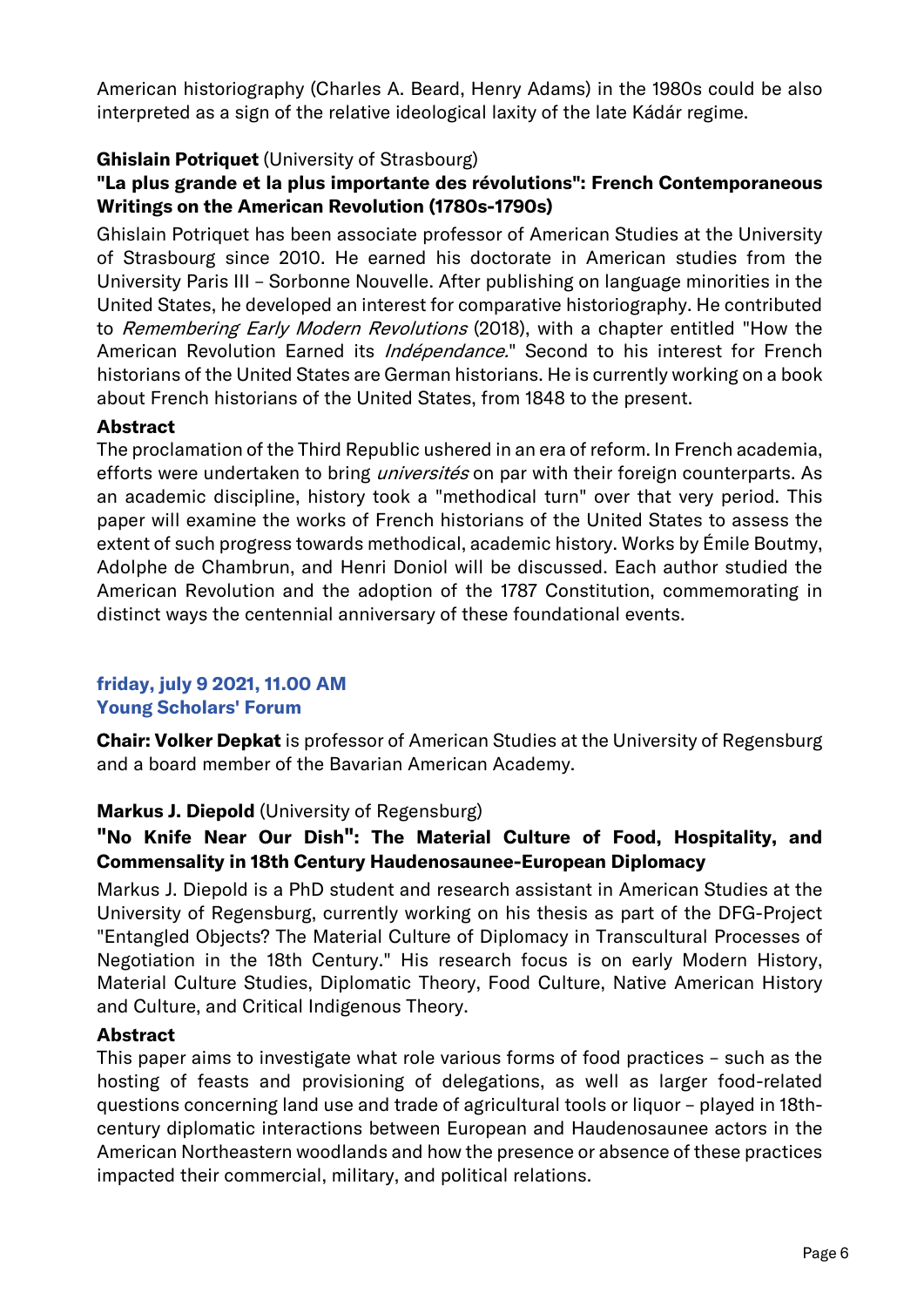American historiography (Charles A. Beard, Henry Adams) in the 1980s could be also interpreted as a sign of the relative ideological laxity of the late Kádár regime.

**Ghislain Potriquet** (University of Strasbourg)
**"La plus grande et la plus importante des révolutions": French Contemporaneous Writings on the American Revolution (1780s-1790s)**

Ghislain Potriquet has been associate professor of American Studies at the University of Strasbourg since 2010. He earned his doctorate in American studies from the University Paris III – Sorbonne Nouvelle. After publishing on language minorities in the United States, he developed an interest for comparative historiography. He contributed to *Remembering Early Modern Revolutions* (2018), with a chapter entitled "How the American Revolution Earned its *Indépendance*." Second to his interest for French historians of the United States are German historians. He is currently working on a book about French historians of the United States, from 1848 to the present.

**Abstract**

The proclamation of the Third Republic ushered in an era of reform. In French academia, efforts were undertaken to bring *universités* on par with their foreign counterparts. As an academic discipline, history took a "methodical turn" over that very period. This paper will examine the works of French historians of the United States to assess the extent of such progress towards methodical, academic history. Works by Émile Boutmy, Adolphe de Chambrun, and Henri Doniol will be discussed. Each author studied the American Revolution and the adoption of the 1787 Constitution, commemorating in distinct ways the centennial anniversary of these foundational events.

## friday, july 9 2021, 11.00 AM
## Young Scholars' Forum

**Chair: Volker Depkat** is professor of American Studies at the University of Regensburg and a board member of the Bavarian American Academy.

**Markus J. Diepold** (University of Regensburg)
**"No Knife Near Our Dish": The Material Culture of Food, Hospitality, and Commensality in 18th Century Haudenosaunee-European Diplomacy**

Markus J. Diepold is a PhD student and research assistant in American Studies at the University of Regensburg, currently working on his thesis as part of the DFG-Project "Entangled Objects? The Material Culture of Diplomacy in Transcultural Processes of Negotiation in the 18th Century." His research focus is on early Modern History, Material Culture Studies, Diplomatic Theory, Food Culture, Native American History and Culture, and Critical Indigenous Theory.

**Abstract**

This paper aims to investigate what role various forms of food practices – such as the hosting of feasts and provisioning of delegations, as well as larger food-related questions concerning land use and trade of agricultural tools or liquor – played in 18th-century diplomatic interactions between European and Haudenosaunee actors in the American Northeastern woodlands and how the presence or absence of these practices impacted their commercial, military, and political relations.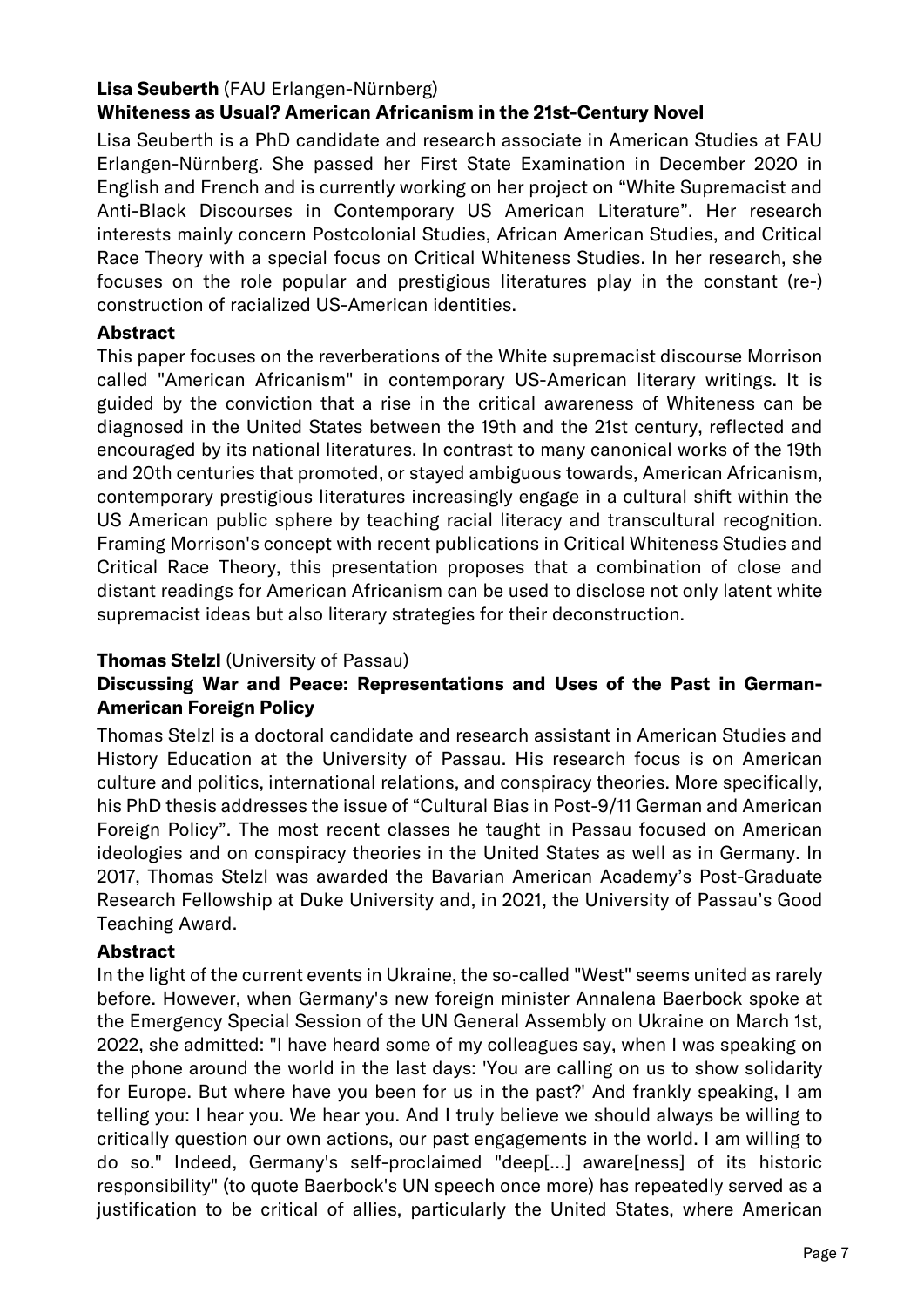**Lisa Seuberth** (FAU Erlangen-Nürnberg)

**Whiteness as Usual? American Africanism in the 21st-Century Novel**

Lisa Seuberth is a PhD candidate and research associate in American Studies at FAU Erlangen-Nürnberg. She passed her First State Examination in December 2020 in English and French and is currently working on her project on "White Supremacist and Anti-Black Discourses in Contemporary US American Literature". Her research interests mainly concern Postcolonial Studies, African American Studies, and Critical Race Theory with a special focus on Critical Whiteness Studies. In her research, she focuses on the role popular and prestigious literatures play in the constant (re-) construction of racialized US-American identities.

**Abstract**

This paper focuses on the reverberations of the White supremacist discourse Morrison called "American Africanism" in contemporary US-American literary writings. It is guided by the conviction that a rise in the critical awareness of Whiteness can be diagnosed in the United States between the 19th and the 21st century, reflected and encouraged by its national literatures. In contrast to many canonical works of the 19th and 20th centuries that promoted, or stayed ambiguous towards, American Africanism, contemporary prestigious literatures increasingly engage in a cultural shift within the US American public sphere by teaching racial literacy and transcultural recognition. Framing Morrison's concept with recent publications in Critical Whiteness Studies and Critical Race Theory, this presentation proposes that a combination of close and distant readings for American Africanism can be used to disclose not only latent white supremacist ideas but also literary strategies for their deconstruction.

**Thomas Stelzl** (University of Passau)

**Discussing War and Peace: Representations and Uses of the Past in German-American Foreign Policy**

Thomas Stelzl is a doctoral candidate and research assistant in American Studies and History Education at the University of Passau. His research focus is on American culture and politics, international relations, and conspiracy theories. More specifically, his PhD thesis addresses the issue of "Cultural Bias in Post-9/11 German and American Foreign Policy". The most recent classes he taught in Passau focused on American ideologies and on conspiracy theories in the United States as well as in Germany. In 2017, Thomas Stelzl was awarded the Bavarian American Academy's Post-Graduate Research Fellowship at Duke University and, in 2021, the University of Passau's Good Teaching Award.

**Abstract**

In the light of the current events in Ukraine, the so-called "West" seems united as rarely before. However, when Germany's new foreign minister Annalena Baerbock spoke at the Emergency Special Session of the UN General Assembly on Ukraine on March 1st, 2022, she admitted: "I have heard some of my colleagues say, when I was speaking on the phone around the world in the last days: 'You are calling on us to show solidarity for Europe. But where have you been for us in the past?' And frankly speaking, I am telling you: I hear you. We hear you. And I truly believe we should always be willing to critically question our own actions, our past engagements in the world. I am willing to do so." Indeed, Germany's self-proclaimed "deep[...] aware[ness] of its historic responsibility" (to quote Baerbock's UN speech once more) has repeatedly served as a justification to be critical of allies, particularly the United States, where American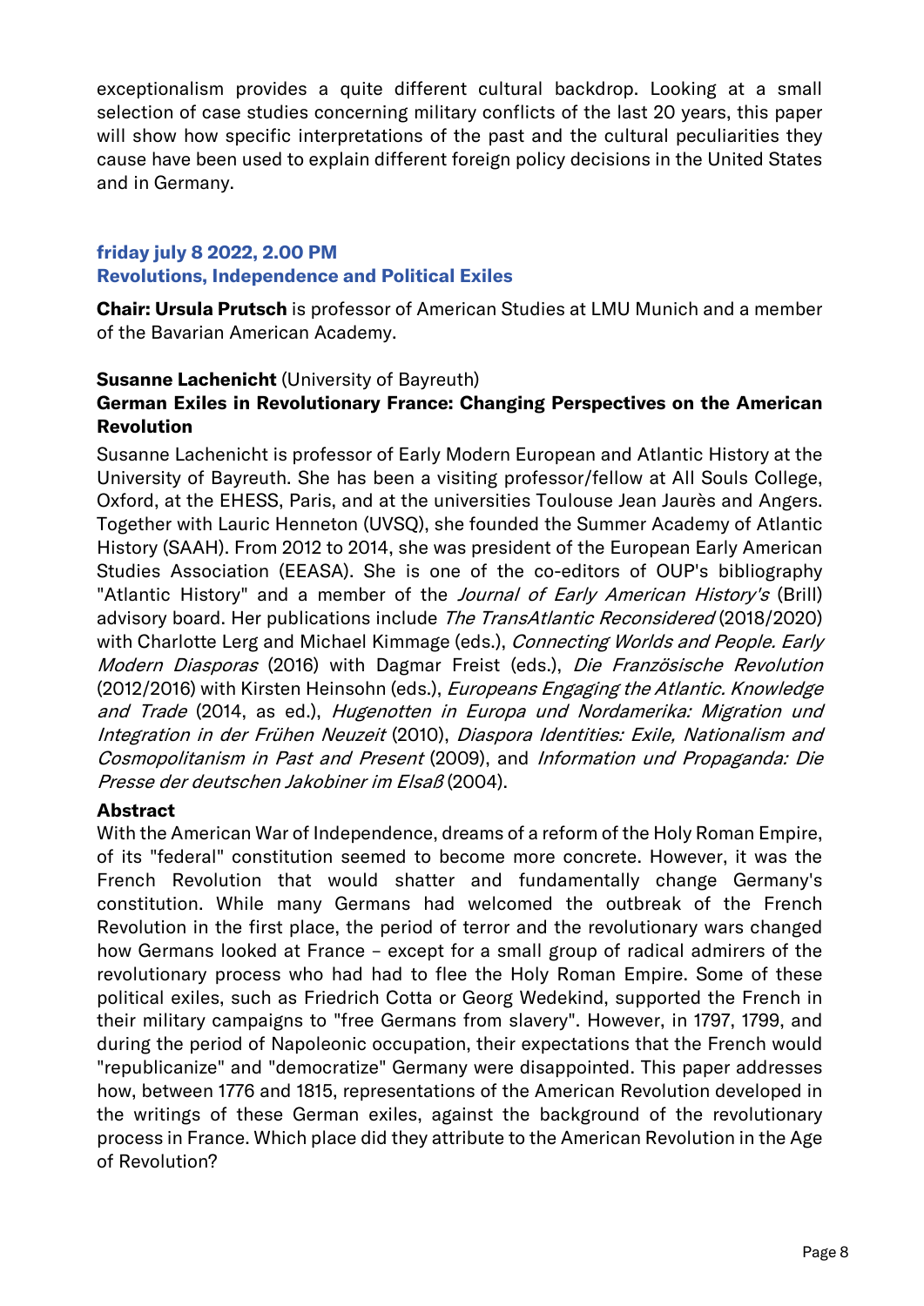exceptionalism provides a quite different cultural backdrop. Looking at a small selection of case studies concerning military conflicts of the last 20 years, this paper will show how specific interpretations of the past and the cultural peculiarities they cause have been used to explain different foreign policy decisions in the United States and in Germany.

### friday july 8 2022, 2.00 PM
### Revolutions, Independence and Political Exiles

**Chair: Ursula Prutsch** is professor of American Studies at LMU Munich and a member of the Bavarian American Academy.

**Susanne Lachenicht** (University of Bayreuth)
**German Exiles in Revolutionary France: Changing Perspectives on the American Revolution**

Susanne Lachenicht is professor of Early Modern European and Atlantic History at the University of Bayreuth. She has been a visiting professor/fellow at All Souls College, Oxford, at the EHESS, Paris, and at the universities Toulouse Jean Jaurès and Angers. Together with Lauric Henneton (UVSQ), she founded the Summer Academy of Atlantic History (SAAH). From 2012 to 2014, she was president of the European Early American Studies Association (EEASA). She is one of the co-editors of OUP's bibliography "Atlantic History" and a member of the *Journal of Early American History's* (Brill) advisory board. Her publications include *The TransAtlantic Reconsidered* (2018/2020) with Charlotte Lerg and Michael Kimmage (eds.), *Connecting Worlds and People. Early Modern Diasporas* (2016) with Dagmar Freist (eds.), *Die Französische Revolution* (2012/2016) with Kirsten Heinsohn (eds.), *Europeans Engaging the Atlantic. Knowledge and Trade* (2014, as ed.), *Hugenotten in Europa und Nordamerika: Migration und Integration in der Frühen Neuzeit* (2010), *Diaspora Identities: Exile, Nationalism and Cosmopolitanism in Past and Present* (2009), and *Information und Propaganda: Die Presse der deutschen Jakobiner im Elsaß* (2004).

**Abstract**

With the American War of Independence, dreams of a reform of the Holy Roman Empire, of its "federal" constitution seemed to become more concrete. However, it was the French Revolution that would shatter and fundamentally change Germany's constitution. While many Germans had welcomed the outbreak of the French Revolution in the first place, the period of terror and the revolutionary wars changed how Germans looked at France – except for a small group of radical admirers of the revolutionary process who had had to flee the Holy Roman Empire. Some of these political exiles, such as Friedrich Cotta or Georg Wedekind, supported the French in their military campaigns to "free Germans from slavery". However, in 1797, 1799, and during the period of Napoleonic occupation, their expectations that the French would "republicanize" and "democratize" Germany were disappointed. This paper addresses how, between 1776 and 1815, representations of the American Revolution developed in the writings of these German exiles, against the background of the revolutionary process in France. Which place did they attribute to the American Revolution in the Age of Revolution?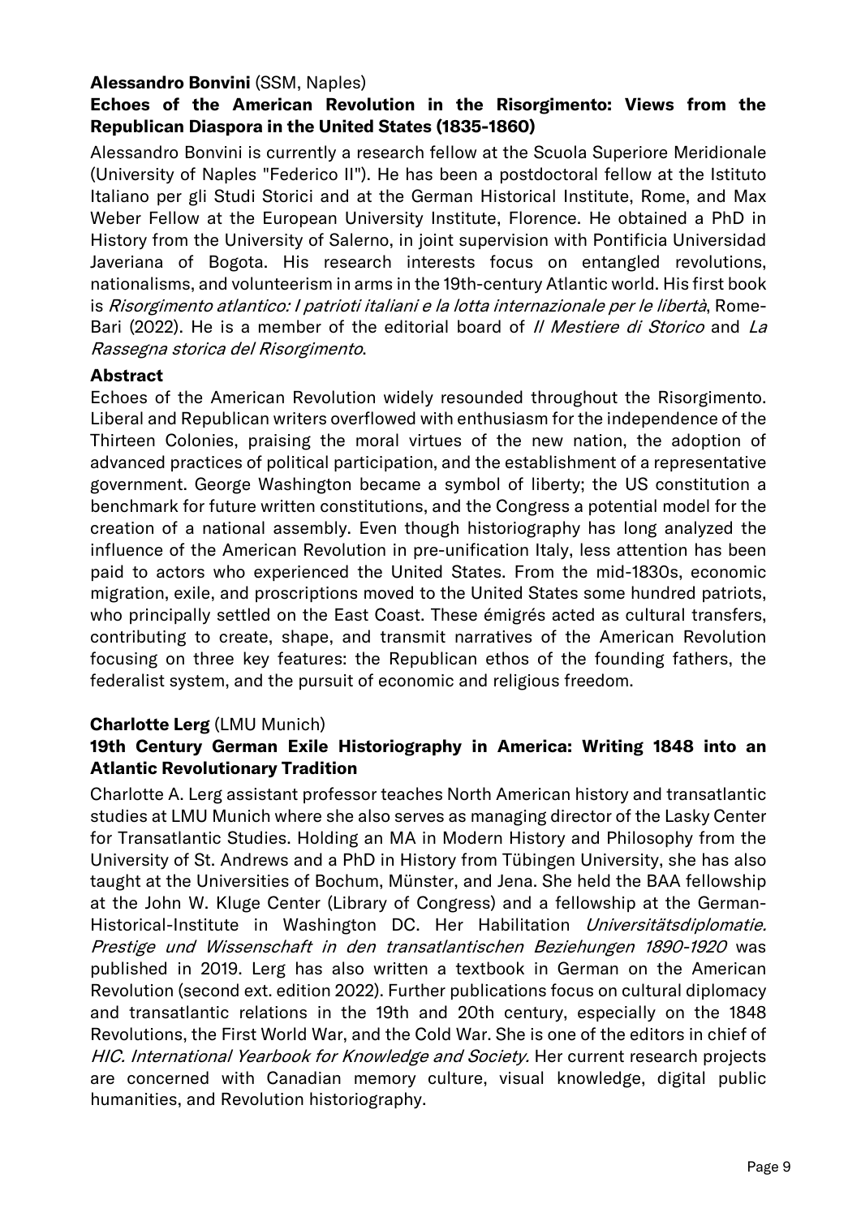**Alessandro Bonvini** (SSM, Naples)

### Echoes of the American Revolution in the Risorgimento: Views from the Republican Diaspora in the United States (1835-1860)

Alessandro Bonvini is currently a research fellow at the Scuola Superiore Meridionale (University of Naples "Federico II"). He has been a postdoctoral fellow at the Istituto Italiano per gli Studi Storici and at the German Historical Institute, Rome, and Max Weber Fellow at the European University Institute, Florence. He obtained a PhD in History from the University of Salerno, in joint supervision with Pontificia Universidad Javeriana of Bogota. His research interests focus on entangled revolutions, nationalisms, and volunteerism in arms in the 19th-century Atlantic world. His first book is *Risorgimento atlantico: I patrioti italiani e la lotta internazionale per le libertà*, Rome-Bari (2022). He is a member of the editorial board of *Il Mestiere di Storico* and *La Rassegna storica del Risorgimento*.

**Abstract**

Echoes of the American Revolution widely resounded throughout the Risorgimento. Liberal and Republican writers overflowed with enthusiasm for the independence of the Thirteen Colonies, praising the moral virtues of the new nation, the adoption of advanced practices of political participation, and the establishment of a representative government. George Washington became a symbol of liberty; the US constitution a benchmark for future written constitutions, and the Congress a potential model for the creation of a national assembly. Even though historiography has long analyzed the influence of the American Revolution in pre-unification Italy, less attention has been paid to actors who experienced the United States. From the mid-1830s, economic migration, exile, and proscriptions moved to the United States some hundred patriots, who principally settled on the East Coast. These émigrés acted as cultural transfers, contributing to create, shape, and transmit narratives of the American Revolution focusing on three key features: the Republican ethos of the founding fathers, the federalist system, and the pursuit of economic and religious freedom.

**Charlotte Lerg** (LMU Munich)

### 19th Century German Exile Historiography in America: Writing 1848 into an Atlantic Revolutionary Tradition

Charlotte A. Lerg assistant professor teaches North American history and transatlantic studies at LMU Munich where she also serves as managing director of the Lasky Center for Transatlantic Studies. Holding an MA in Modern History and Philosophy from the University of St. Andrews and a PhD in History from Tübingen University, she has also taught at the Universities of Bochum, Münster, and Jena. She held the BAA fellowship at the John W. Kluge Center (Library of Congress) and a fellowship at the German-Historical-Institute in Washington DC. Her Habilitation *Universitätsdiplomatie. Prestige und Wissenschaft in den transatlantischen Beziehungen 1890-1920* was published in 2019. Lerg has also written a textbook in German on the American Revolution (second ext. edition 2022). Further publications focus on cultural diplomacy and transatlantic relations in the 19th and 20th century, especially on the 1848 Revolutions, the First World War, and the Cold War. She is one of the editors in chief of *HIC. International Yearbook for Knowledge and Society.* Her current research projects are concerned with Canadian memory culture, visual knowledge, digital public humanities, and Revolution historiography.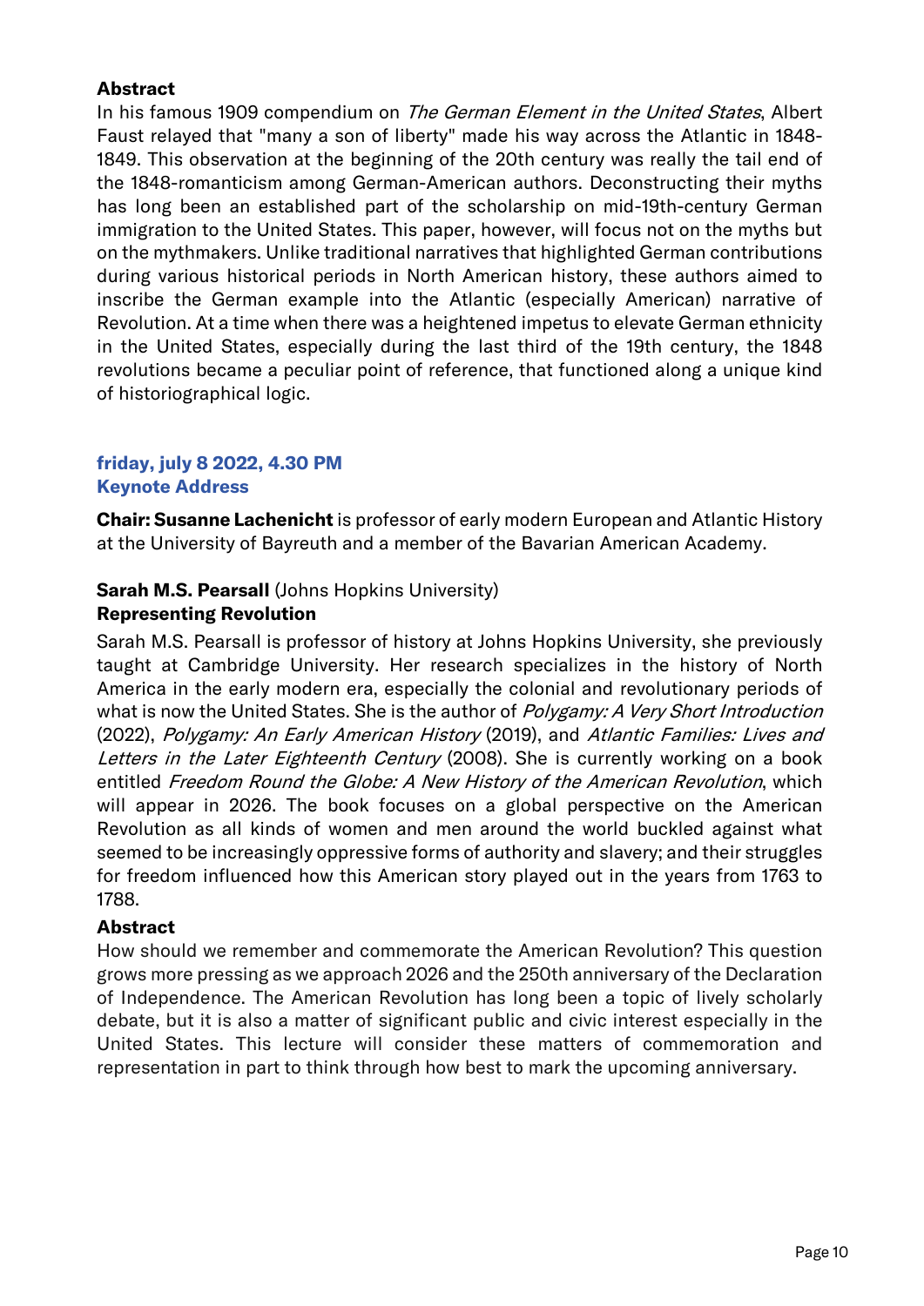### Abstract

In his famous 1909 compendium on *The German Element in the United States*, Albert Faust relayed that "many a son of liberty" made his way across the Atlantic in 1848-1849. This observation at the beginning of the 20th century was really the tail end of the 1848-romanticism among German-American authors. Deconstructing their myths has long been an established part of the scholarship on mid-19th-century German immigration to the United States. This paper, however, will focus not on the myths but on the mythmakers. Unlike traditional narratives that highlighted German contributions during various historical periods in North American history, these authors aimed to inscribe the German example into the Atlantic (especially American) narrative of Revolution. At a time when there was a heightened impetus to elevate German ethnicity in the United States, especially during the last third of the 19th century, the 1848 revolutions became a peculiar point of reference, that functioned along a unique kind of historiographical logic.

## friday, july 8 2022, 4.30 PM
## Keynote Address

**Chair: Susanne Lachenicht** is professor of early modern European and Atlantic History at the University of Bayreuth and a member of the Bavarian American Academy.

### Sarah M.S. Pearsall (Johns Hopkins University)
### Representing Revolution

Sarah M.S. Pearsall is professor of history at Johns Hopkins University, she previously taught at Cambridge University. Her research specializes in the history of North America in the early modern era, especially the colonial and revolutionary periods of what is now the United States. She is the author of *Polygamy: A Very Short Introduction* (2022), *Polygamy: An Early American History* (2019), and *Atlantic Families: Lives and Letters in the Later Eighteenth Century* (2008). She is currently working on a book entitled *Freedom Round the Globe: A New History of the American Revolution*, which will appear in 2026. The book focuses on a global perspective on the American Revolution as all kinds of women and men around the world buckled against what seemed to be increasingly oppressive forms of authority and slavery; and their struggles for freedom influenced how this American story played out in the years from 1763 to 1788.

### Abstract

How should we remember and commemorate the American Revolution? This question grows more pressing as we approach 2026 and the 250th anniversary of the Declaration of Independence. The American Revolution has long been a topic of lively scholarly debate, but it is also a matter of significant public and civic interest especially in the United States. This lecture will consider these matters of commemoration and representation in part to think through how best to mark the upcoming anniversary.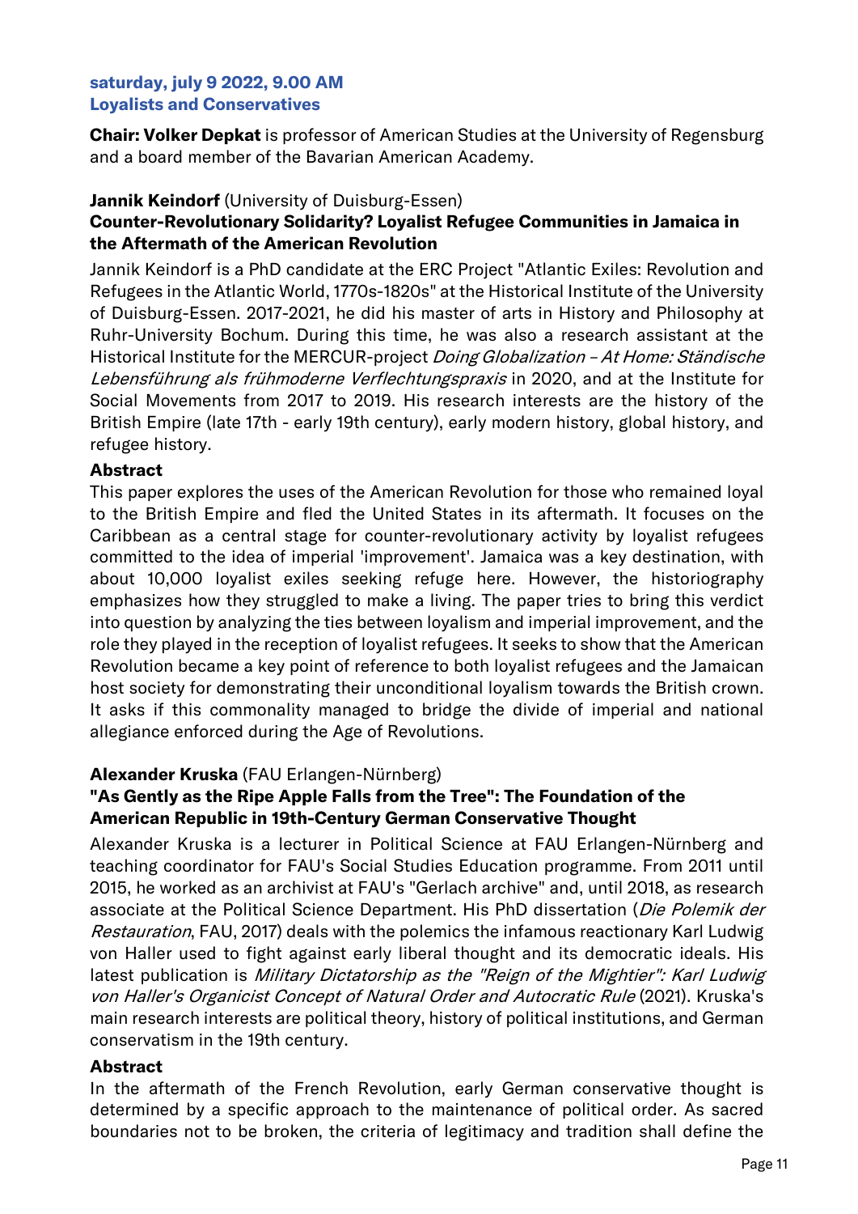## saturday, july 9 2022, 9.00 AM
## Loyalists and Conservatives

**Chair: Volker Depkat** is professor of American Studies at the University of Regensburg and a board member of the Bavarian American Academy.

### Jannik Keindorf (University of Duisburg-Essen)
### Counter-Revolutionary Solidarity? Loyalist Refugee Communities in Jamaica in the Aftermath of the American Revolution

Jannik Keindorf is a PhD candidate at the ERC Project "Atlantic Exiles: Revolution and Refugees in the Atlantic World, 1770s-1820s" at the Historical Institute of the University of Duisburg-Essen. 2017-2021, he did his master of arts in History and Philosophy at Ruhr-University Bochum. During this time, he was also a research assistant at the Historical Institute for the MERCUR-project *Doing Globalization – At Home: Ständische Lebensführung als frühmoderne Verflechtungspraxis* in 2020, and at the Institute for Social Movements from 2017 to 2019. His research interests are the history of the British Empire (late 17th - early 19th century), early modern history, global history, and refugee history.

**Abstract**

This paper explores the uses of the American Revolution for those who remained loyal to the British Empire and fled the United States in its aftermath. It focuses on the Caribbean as a central stage for counter-revolutionary activity by loyalist refugees committed to the idea of imperial 'improvement'. Jamaica was a key destination, with about 10,000 loyalist exiles seeking refuge here. However, the historiography emphasizes how they struggled to make a living. The paper tries to bring this verdict into question by analyzing the ties between loyalism and imperial improvement, and the role they played in the reception of loyalist refugees. It seeks to show that the American Revolution became a key point of reference to both loyalist refugees and the Jamaican host society for demonstrating their unconditional loyalism towards the British crown. It asks if this commonality managed to bridge the divide of imperial and national allegiance enforced during the Age of Revolutions.

### Alexander Kruska (FAU Erlangen-Nürnberg)
### "As Gently as the Ripe Apple Falls from the Tree": The Foundation of the American Republic in 19th-Century German Conservative Thought

Alexander Kruska is a lecturer in Political Science at FAU Erlangen-Nürnberg and teaching coordinator for FAU's Social Studies Education programme. From 2011 until 2015, he worked as an archivist at FAU's "Gerlach archive" and, until 2018, as research associate at the Political Science Department. His PhD dissertation (*Die Polemik der Restauration*, FAU, 2017) deals with the polemics the infamous reactionary Karl Ludwig von Haller used to fight against early liberal thought and its democratic ideals. His latest publication is *Military Dictatorship as the "Reign of the Mightier": Karl Ludwig von Haller's Organicist Concept of Natural Order and Autocratic Rule* (2021). Kruska's main research interests are political theory, history of political institutions, and German conservatism in the 19th century.

**Abstract**

In the aftermath of the French Revolution, early German conservative thought is determined by a specific approach to the maintenance of political order. As sacred boundaries not to be broken, the criteria of legitimacy and tradition shall define the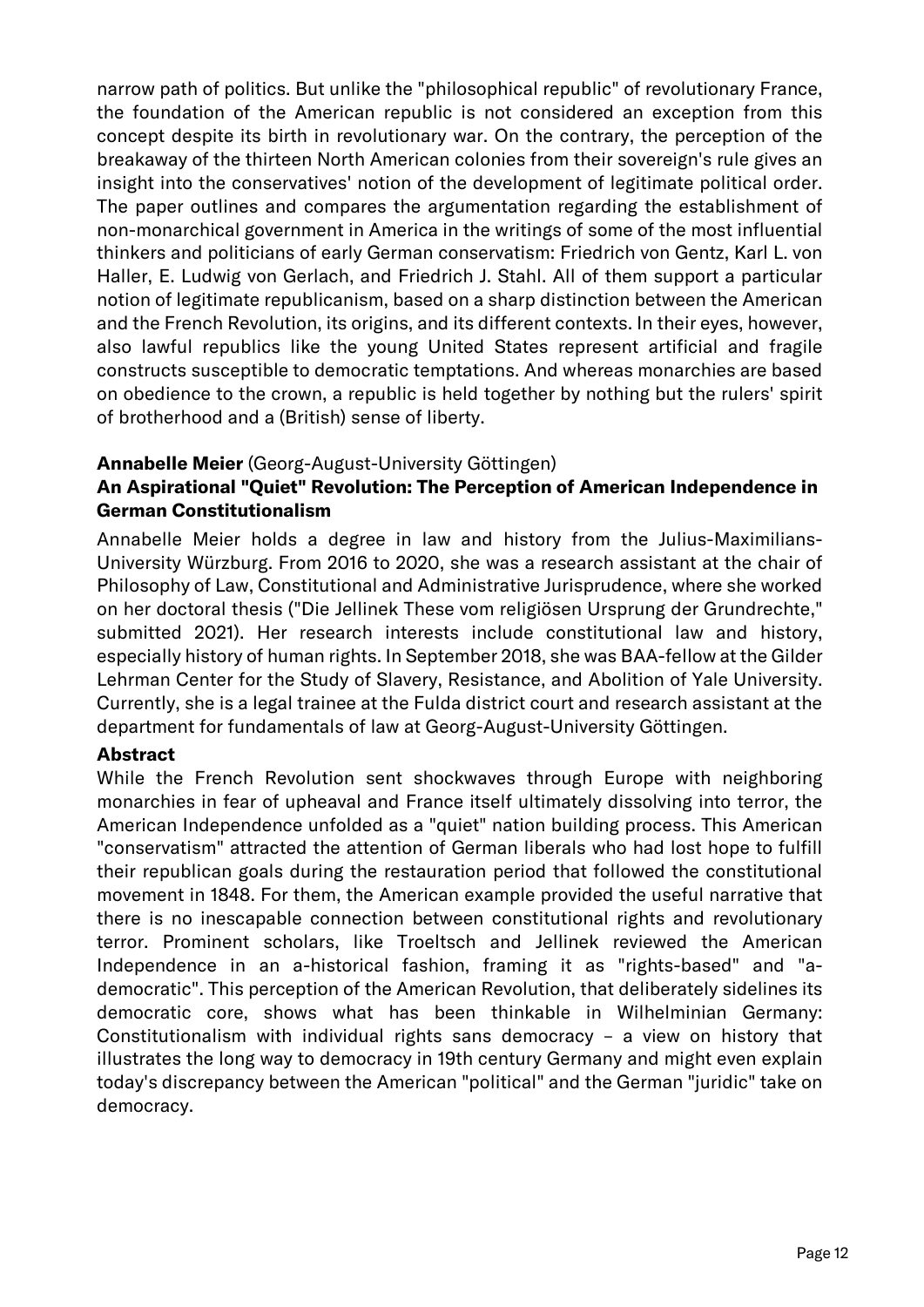narrow path of politics. But unlike the "philosophical republic" of revolutionary France, the foundation of the American republic is not considered an exception from this concept despite its birth in revolutionary war. On the contrary, the perception of the breakaway of the thirteen North American colonies from their sovereign's rule gives an insight into the conservatives' notion of the development of legitimate political order. The paper outlines and compares the argumentation regarding the establishment of non-monarchical government in America in the writings of some of the most influential thinkers and politicians of early German conservatism: Friedrich von Gentz, Karl L. von Haller, E. Ludwig von Gerlach, and Friedrich J. Stahl. All of them support a particular notion of legitimate republicanism, based on a sharp distinction between the American and the French Revolution, its origins, and its different contexts. In their eyes, however, also lawful republics like the young United States represent artificial and fragile constructs susceptible to democratic temptations. And whereas monarchies are based on obedience to the crown, a republic is held together by nothing but the rulers' spirit of brotherhood and a (British) sense of liberty.

**Annabelle Meier** (Georg-August-University Göttingen)

### An Aspirational "Quiet" Revolution: The Perception of American Independence in German Constitutionalism

Annabelle Meier holds a degree in law and history from the Julius-Maximilians-University Würzburg. From 2016 to 2020, she was a research assistant at the chair of Philosophy of Law, Constitutional and Administrative Jurisprudence, where she worked on her doctoral thesis ("Die Jellinek These vom religiösen Ursprung der Grundrechte," submitted 2021). Her research interests include constitutional law and history, especially history of human rights. In September 2018, she was BAA-fellow at the Gilder Lehrman Center for the Study of Slavery, Resistance, and Abolition of Yale University. Currently, she is a legal trainee at the Fulda district court and research assistant at the department for fundamentals of law at Georg-August-University Göttingen.

**Abstract**

While the French Revolution sent shockwaves through Europe with neighboring monarchies in fear of upheaval and France itself ultimately dissolving into terror, the American Independence unfolded as a "quiet" nation building process. This American "conservatism" attracted the attention of German liberals who had lost hope to fulfill their republican goals during the restauration period that followed the constitutional movement in 1848. For them, the American example provided the useful narrative that there is no inescapable connection between constitutional rights and revolutionary terror. Prominent scholars, like Troeltsch and Jellinek reviewed the American Independence in an a-historical fashion, framing it as "rights-based" and "a-democratic". This perception of the American Revolution, that deliberately sidelines its democratic core, shows what has been thinkable in Wilhelminian Germany: Constitutionalism with individual rights sans democracy – a view on history that illustrates the long way to democracy in 19th century Germany and might even explain today's discrepancy between the American "political" and the German "juridic" take on democracy.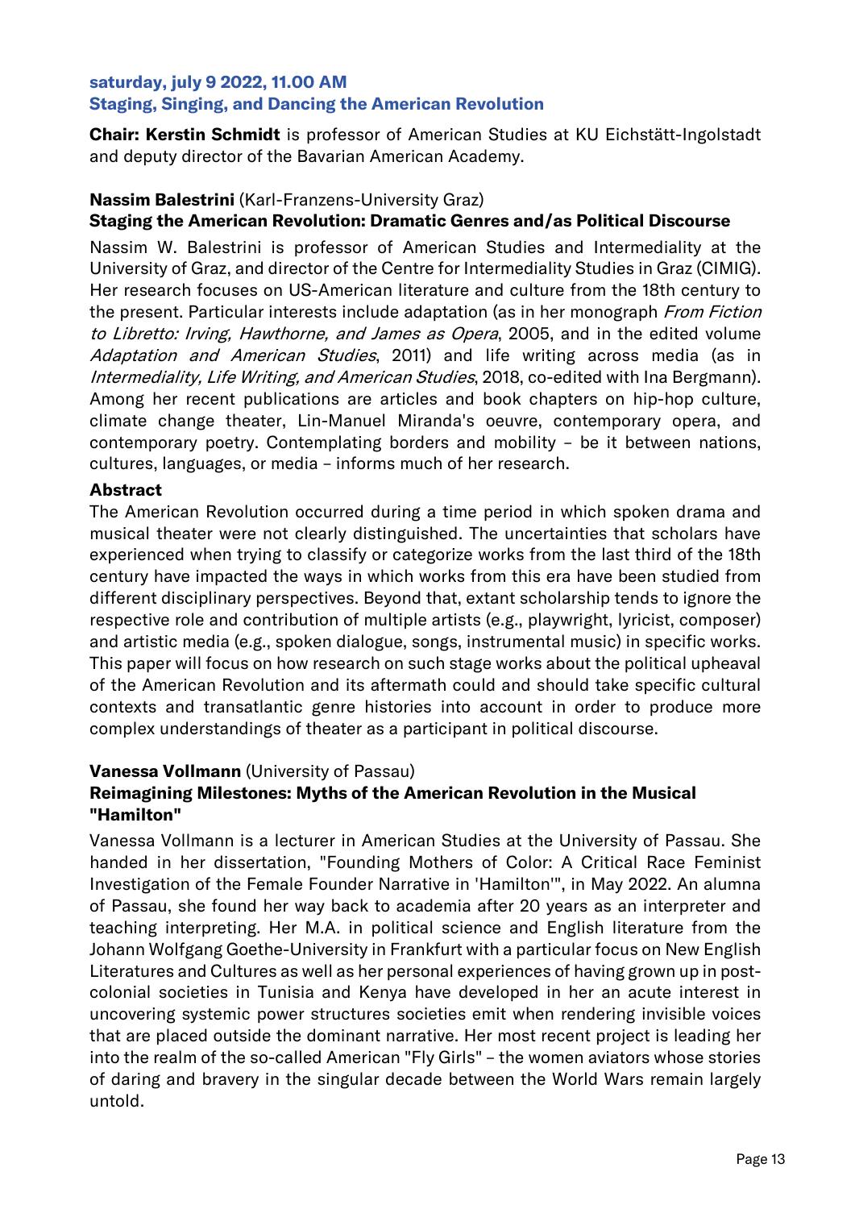## saturday, july 9 2022, 11.00 AM
## Staging, Singing, and Dancing the American Revolution

**Chair: Kerstin Schmidt** is professor of American Studies at KU Eichstätt-Ingolstadt and deputy director of the Bavarian American Academy.

### **Nassim Balestrini** (Karl-Franzens-University Graz)
### Staging the American Revolution: Dramatic Genres and/as Political Discourse

Nassim W. Balestrini is professor of American Studies and Intermediality at the University of Graz, and director of the Centre for Intermediality Studies in Graz (CIMIG). Her research focuses on US-American literature and culture from the 18th century to the present. Particular interests include adaptation (as in her monograph *From Fiction to Libretto: Irving, Hawthorne, and James as Opera*, 2005, and in the edited volume *Adaptation and American Studies*, 2011) and life writing across media (as in *Intermediality, Life Writing, and American Studies*, 2018, co-edited with Ina Bergmann). Among her recent publications are articles and book chapters on hip-hop culture, climate change theater, Lin-Manuel Miranda's oeuvre, contemporary opera, and contemporary poetry. Contemplating borders and mobility – be it between nations, cultures, languages, or media – informs much of her research.

**Abstract**

The American Revolution occurred during a time period in which spoken drama and musical theater were not clearly distinguished. The uncertainties that scholars have experienced when trying to classify or categorize works from the last third of the 18th century have impacted the ways in which works from this era have been studied from different disciplinary perspectives. Beyond that, extant scholarship tends to ignore the respective role and contribution of multiple artists (e.g., playwright, lyricist, composer) and artistic media (e.g., spoken dialogue, songs, instrumental music) in specific works. This paper will focus on how research on such stage works about the political upheaval of the American Revolution and its aftermath could and should take specific cultural contexts and transatlantic genre histories into account in order to produce more complex understandings of theater as a participant in political discourse.

### **Vanessa Vollmann** (University of Passau)
### Reimagining Milestones: Myths of the American Revolution in the Musical "Hamilton"

Vanessa Vollmann is a lecturer in American Studies at the University of Passau. She handed in her dissertation, "Founding Mothers of Color: A Critical Race Feminist Investigation of the Female Founder Narrative in 'Hamilton'", in May 2022. An alumna of Passau, she found her way back to academia after 20 years as an interpreter and teaching interpreting. Her M.A. in political science and English literature from the Johann Wolfgang Goethe-University in Frankfurt with a particular focus on New English Literatures and Cultures as well as her personal experiences of having grown up in post-colonial societies in Tunisia and Kenya have developed in her an acute interest in uncovering systemic power structures societies emit when rendering invisible voices that are placed outside the dominant narrative. Her most recent project is leading her into the realm of the so-called American "Fly Girls" – the women aviators whose stories of daring and bravery in the singular decade between the World Wars remain largely untold.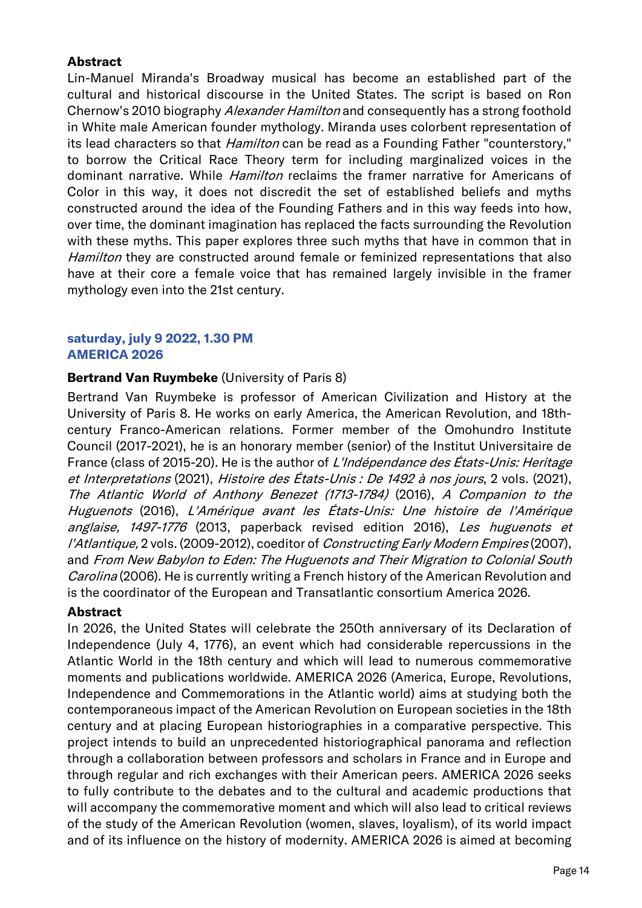### Abstract

Lin-Manuel Miranda's Broadway musical has become an established part of the cultural and historical discourse in the United States. The script is based on Ron Chernow's 2010 biography *Alexander Hamilton* and consequently has a strong foothold in White male American founder mythology. Miranda uses colorbent representation of its lead characters so that *Hamilton* can be read as a Founding Father "counterstory," to borrow the Critical Race Theory term for including marginalized voices in the dominant narrative. While *Hamilton* reclaims the framer narrative for Americans of Color in this way, it does not discredit the set of established beliefs and myths constructed around the idea of the Founding Fathers and in this way feeds into how, over time, the dominant imagination has replaced the facts surrounding the Revolution with these myths. This paper explores three such myths that have in common that in *Hamilton* they are constructed around female or feminized representations that also have at their core a female voice that has remained largely invisible in the framer mythology even into the 21st century.

## saturday, july 9 2022, 1.30 PM
## AMERICA 2026

**Bertrand Van Ruymbeke** (University of Paris 8)

Bertrand Van Ruymbeke is professor of American Civilization and History at the University of Paris 8. He works on early America, the American Revolution, and 18th-century Franco-American relations. Former member of the Omohundro Institute Council (2017-2021), he is an honorary member (senior) of the Institut Universitaire de France (class of 2015-20). He is the author of *L'Indépendance des États-Unis: Heritage et Interpretations* (2021), *Histoire des États-Unis : De 1492 à nos jours*, 2 vols. (2021), *The Atlantic World of Anthony Benezet (1713-1784)* (2016), *A Companion to the Huguenots* (2016), *L'Amérique avant les États-Unis: Une histoire de l'Amérique anglaise, 1497-1776* (2013, paperback revised edition 2016), *Les huguenots et l'Atlantique,* 2 vols. (2009-2012), coeditor of *Constructing Early Modern Empires* (2007), and *From New Babylon to Eden: The Huguenots and Their Migration to Colonial South Carolina* (2006). He is currently writing a French history of the American Revolution and is the coordinator of the European and Transatlantic consortium America 2026.

### Abstract

In 2026, the United States will celebrate the 250th anniversary of its Declaration of Independence (July 4, 1776), an event which had considerable repercussions in the Atlantic World in the 18th century and which will lead to numerous commemorative moments and publications worldwide. AMERICA 2026 (America, Europe, Revolutions, Independence and Commemorations in the Atlantic world) aims at studying both the contemporaneous impact of the American Revolution on European societies in the 18th century and at placing European historiographies in a comparative perspective. This project intends to build an unprecedented historiographical panorama and reflection through a collaboration between professors and scholars in France and in Europe and through regular and rich exchanges with their American peers. AMERICA 2026 seeks to fully contribute to the debates and to the cultural and academic productions that will accompany the commemorative moment and which will also lead to critical reviews of the study of the American Revolution (women, slaves, loyalism), of its world impact and of its influence on the history of modernity. AMERICA 2026 is aimed at becoming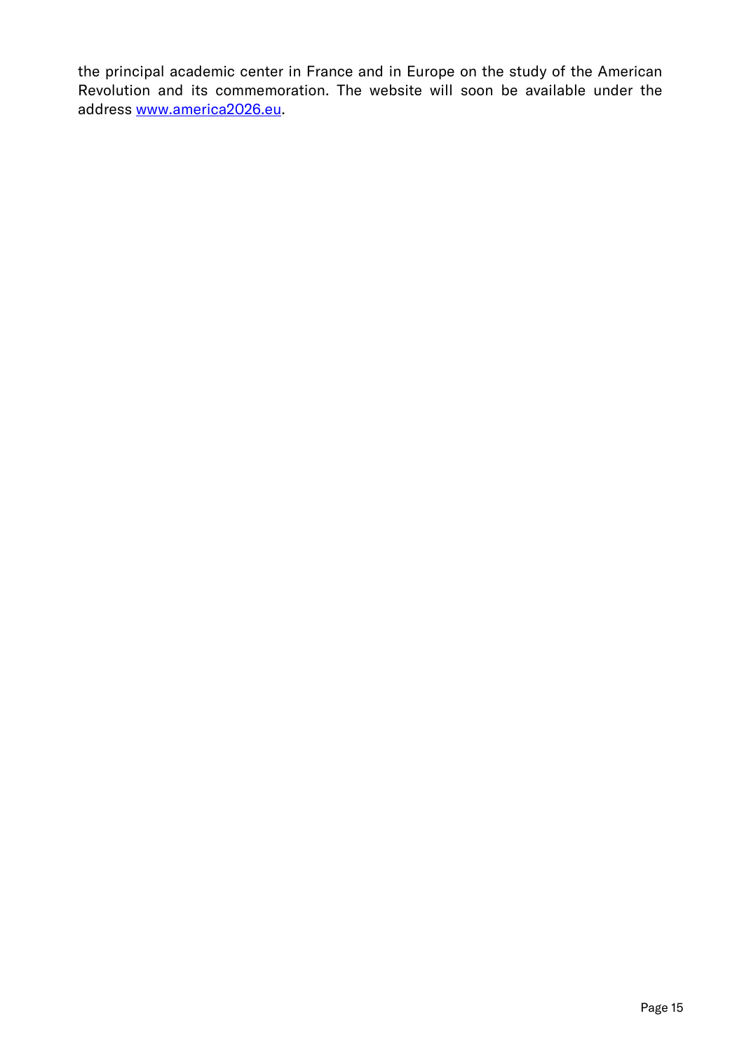the principal academic center in France and in Europe on the study of the American Revolution and its commemoration. The website will soon be available under the address [www.america2026.eu](http://www.america2026.eu).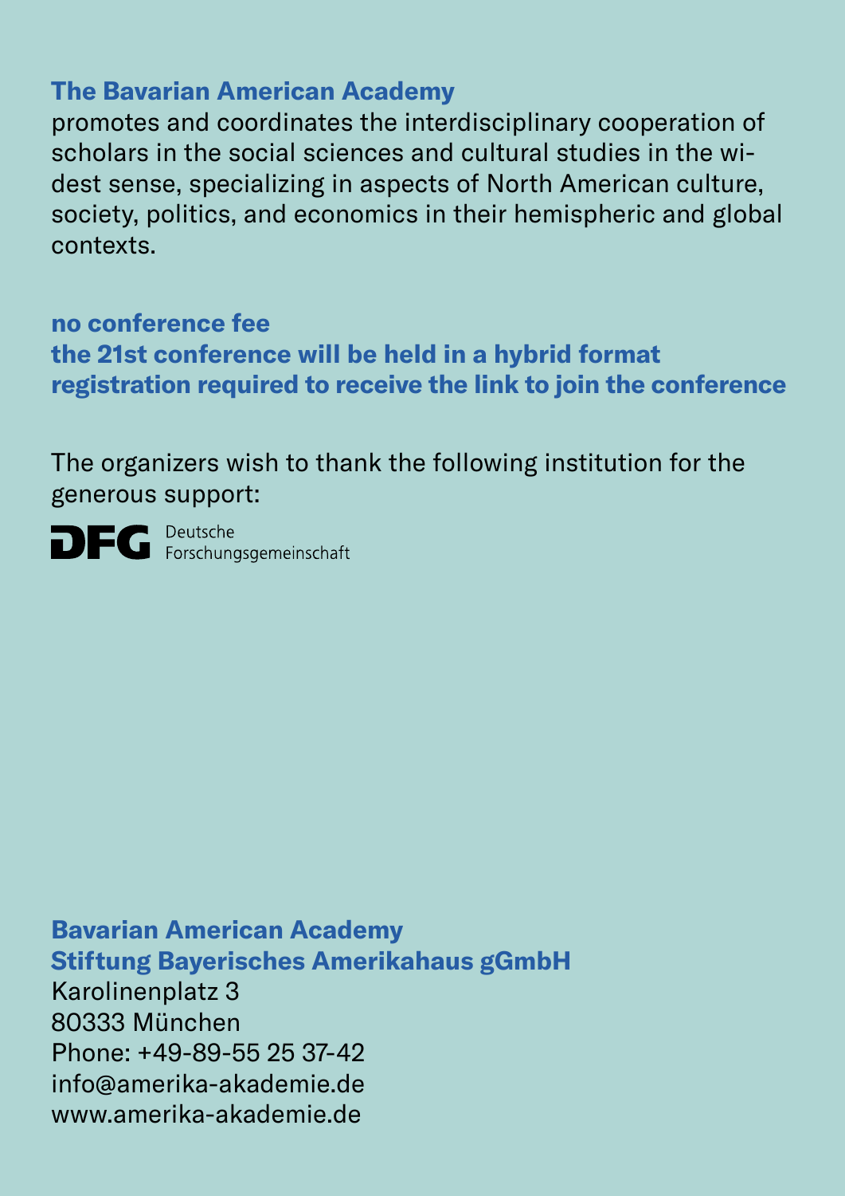**The Bavarian American Academy**
promotes and coordinates the interdisciplinary cooperation of scholars in the social sciences and cultural studies in the widest sense, specializing in aspects of North American culture, society, politics, and economics in their hemispheric and global contexts.

**no conference fee**
**the 21st conference will be held in a hybrid format**
**registration required to receive the link to join the conference**

The organizers wish to thank the following institution for the generous support:

DFG Deutsche Forschungsgemeinschaft

**Bavarian American Academy**
**Stiftung Bayerisches Amerikahaus gGmbH**
Karolinenplatz 3
80333 München
Phone: +49-89-55 25 37-42
info@amerika-akademie.de
www.amerika-akademie.de